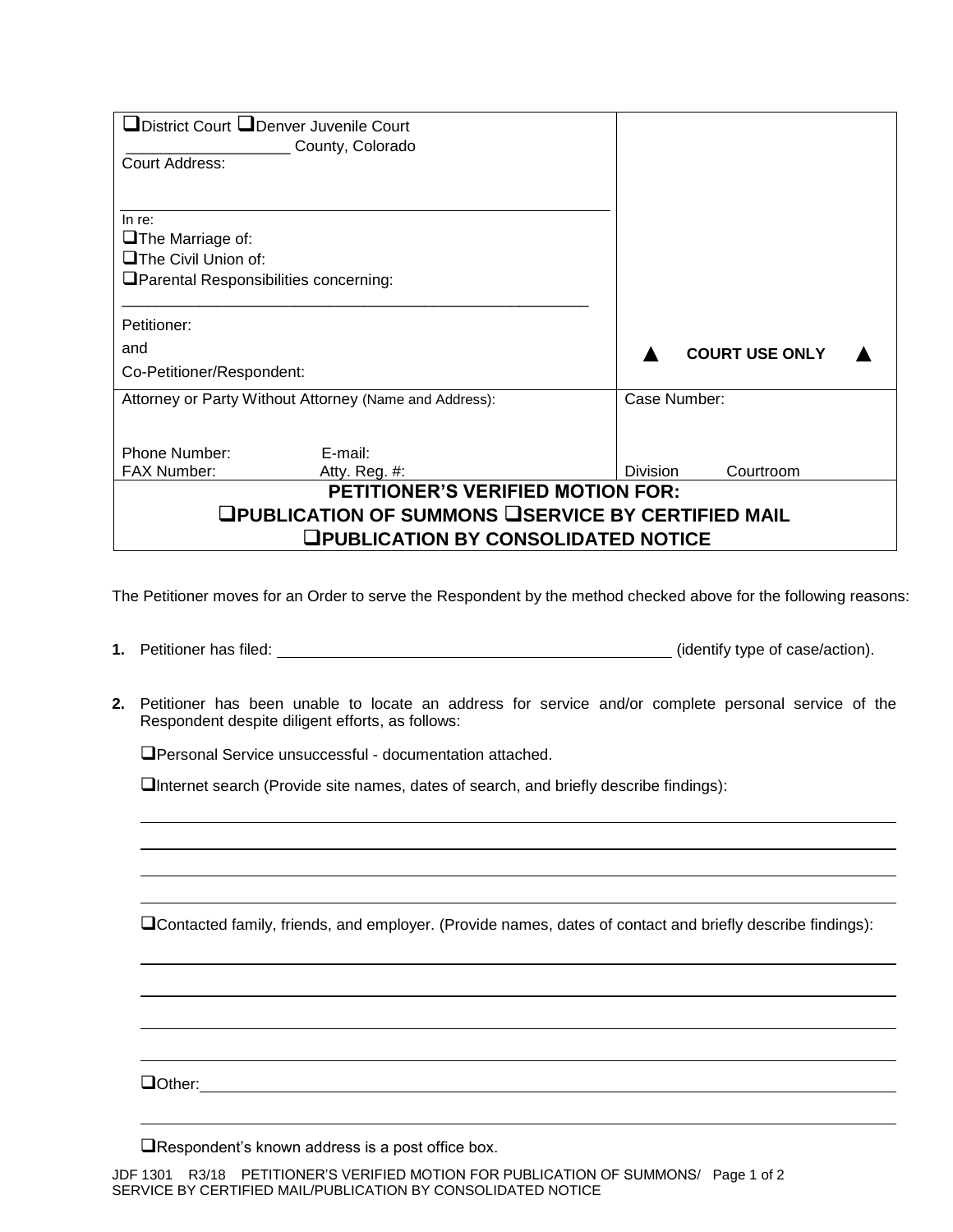| ❑District Court ❑Denver Juvenile Court<br>__________________ County, Colorado<br>Court Address:<br><br>In re:<br>❑The Marriage of:<br>❑The Civil Union of:<br>❑Parental Responsibilities concerning:<br>_______________________________________________<br>Petitioner:<br>and<br>Co-Petitioner/Respondent: | ▲ COURT USE ONLY ▲ |
|---|---|
| Attorney or Party Without Attorney (Name and Address):<br><br>Phone Number: E-mail:<br>FAX Number: Atty. Reg. #: | Case Number:<br><br>Division Courtroom |

**PETITIONER'S VERIFIED MOTION FOR:**
**❑PUBLICATION OF SUMMONS ❑SERVICE BY CERTIFIED MAIL**
**❑PUBLICATION BY CONSOLIDATED NOTICE**

The Petitioner moves for an Order to serve the Respondent by the method checked above for the following reasons:

**1.** Petitioner has filed: _______________________________________________ (identify type of case/action).

**2.** Petitioner has been unable to locate an address for service and/or complete personal service of the Respondent despite diligent efforts, as follows:

❑Personal Service unsuccessful - documentation attached.

❑Internet search (Provide site names, dates of search, and briefly describe findings):

_______________________________________________

_______________________________________________

_______________________________________________

_______________________________________________

❑Contacted family, friends, and employer. (Provide names, dates of contact and briefly describe findings):

_______________________________________________

_______________________________________________

_______________________________________________

_______________________________________________

❑Other:_______________________________________________

_______________________________________________

❑Respondent's known address is a post office box.

JDF 1301 R3/18 PETITIONER'S VERIFIED MOTION FOR PUBLICATION OF SUMMONS/ SERVICE BY CERTIFIED MAIL/PUBLICATION BY CONSOLIDATED NOTICE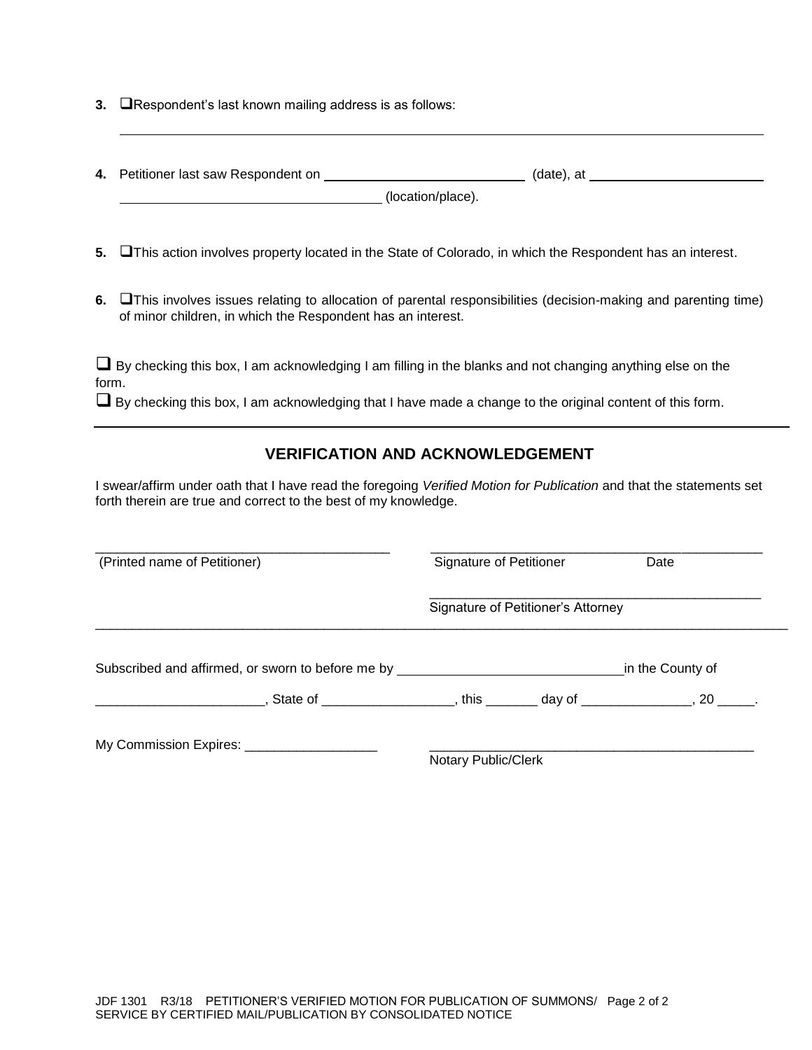3. ❑Respondent's last known mailing address is as follows:

_______________________________________________________________________________

4. Petitioner last saw Respondent on ____________________________ (date), at ________________________ ____________________________________ (location/place).

5. ❑This action involves property located in the State of Colorado, in which the Respondent has an interest.

6. ❑This involves issues relating to allocation of parental responsibilities (decision-making and parenting time) of minor children, in which the Respondent has an interest.

❑ By checking this box, I am acknowledging I am filling in the blanks and not changing anything else on the form.

❑ By checking this box, I am acknowledging that I have made a change to the original content of this form.

---

## VERIFICATION AND ACKNOWLEDGEMENT

I swear/affirm under oath that I have read the foregoing *Verified Motion for Publication* and that the statements set forth therein are true and correct to the best of my knowledge.

__________________________________________ (Printed name of Petitioner)

__________________________________________ Signature of Petitioner Date

__________________________________________ Signature of Petitioner's Attorney

---

Subscribed and affirmed, or sworn to before me by ______________________________in the County of _______________________, State of __________________, this _______ day of _______________, 20 _____.

My Commission Expires: __________________

__________________________________________ Notary Public/Clerk

JDF 1301 R3/18 PETITIONER'S VERIFIED MOTION FOR PUBLICATION OF SUMMONS/ SERVICE BY CERTIFIED MAIL/PUBLICATION BY CONSOLIDATED NOTICE